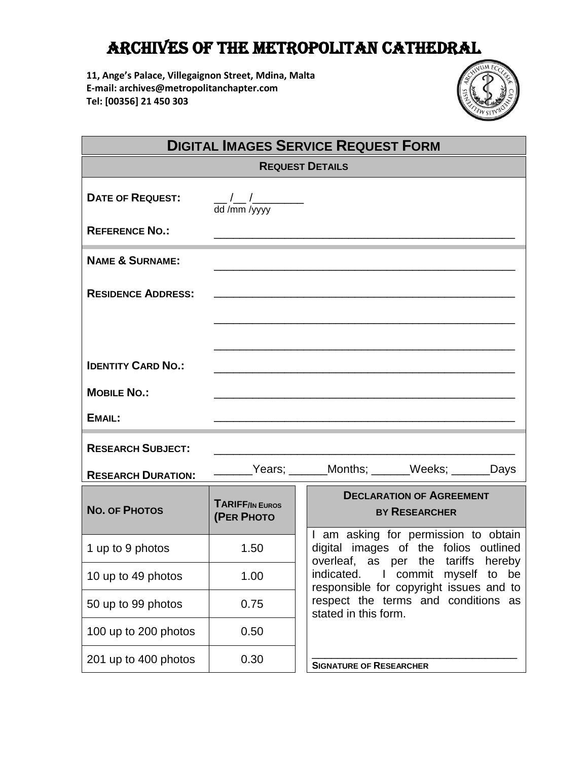# ARCHIVES OF THE METROPOLITAN CATHEDRAL

**11, Ange's Palace, Villegaignon Street, Mdina, Malta**
**E-mail: archives@metropolitanchapter.com**
**Tel: [00356] 21 450 303**

## DIGITAL IMAGES SERVICE REQUEST FORM

### REQUEST DETAILS

**DATE OF REQUEST:** __ /__ /________
dd /mm /yyyy

**REFERENCE NO.:** ________________________________________________

**NAME & SURNAME:** ________________________________________________

**RESIDENCE ADDRESS:** ________________________________________________

________________________________________________

________________________________________________

**IDENTITY CARD NO.:** ________________________________________________

**MOBILE NO.:** ________________________________________________

**EMAIL:** ________________________________________________

**RESEARCH SUBJECT:** ________________________________________________

**RESEARCH DURATION:** ______Years; ______Months; ______Weeks; ______Days

| NO. OF PHOTOS | TARIFF/IN EUROS (PER PHOTO |
|---|---|
| 1 up to 9 photos | 1.50 |
| 10 up to 49 photos | 1.00 |
| 50 up to 99 photos | 0.75 |
| 100 up to 200 photos | 0.50 |
| 201 up to 400 photos | 0.30 |

**DECLARATION OF AGREEMENT BY RESEARCHER**

I am asking for permission to obtain digital images of the folios outlined overleaf, as per the tariffs hereby indicated. I commit myself to be responsible for copyright issues and to respect the terms and conditions as stated in this form.

________________________________

**SIGNATURE OF RESEARCHER**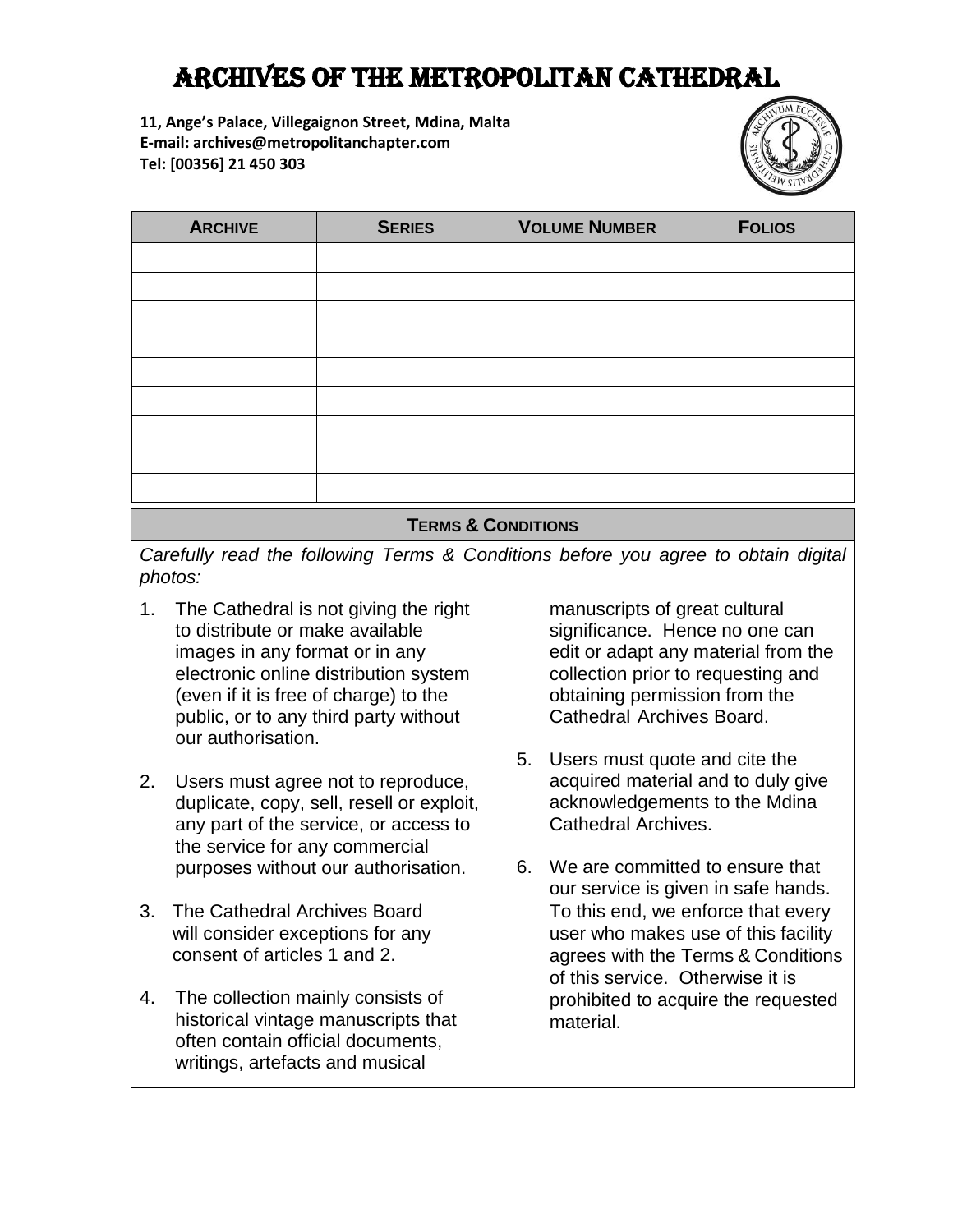# ARCHIVES OF THE METROPOLITAN CATHEDRAL

**11, Ange's Palace, Villegaignon Street, Mdina, Malta**
**E-mail: archives@metropolitanchapter.com**
**Tel: [00356] 21 450 303**

| **ARCHIVE** | **SERIES** | **VOLUME NUMBER** | **FOLIOS** |
|---|---|---|---|
| | | | |
| | | | |
| | | | |
| | | | |
| | | | |
| | | | |
| | | | |
| | | | |
| | | | |

## TERMS & CONDITIONS

*Carefully read the following Terms & Conditions before you agree to obtain digital photos:*

1. The Cathedral is not giving the right to distribute or make available images in any format or in any electronic online distribution system (even if it is free of charge) to the public, or to any third party without our authorisation.

2. Users must agree not to reproduce, duplicate, copy, sell, resell or exploit, any part of the service, or access to the service for any commercial purposes without our authorisation.

3. The Cathedral Archives Board will consider exceptions for any consent of articles 1 and 2.

4. The collection mainly consists of historical vintage manuscripts that often contain official documents, writings, artefacts and musical manuscripts of great cultural significance. Hence no one can edit or adapt any material from the collection prior to requesting and obtaining permission from the Cathedral Archives Board.

5. Users must quote and cite the acquired material and to duly give acknowledgements to the Mdina Cathedral Archives.

6. We are committed to ensure that our service is given in safe hands. To this end, we enforce that every user who makes use of this facility agrees with the Terms & Conditions of this service. Otherwise it is prohibited to acquire the requested material.